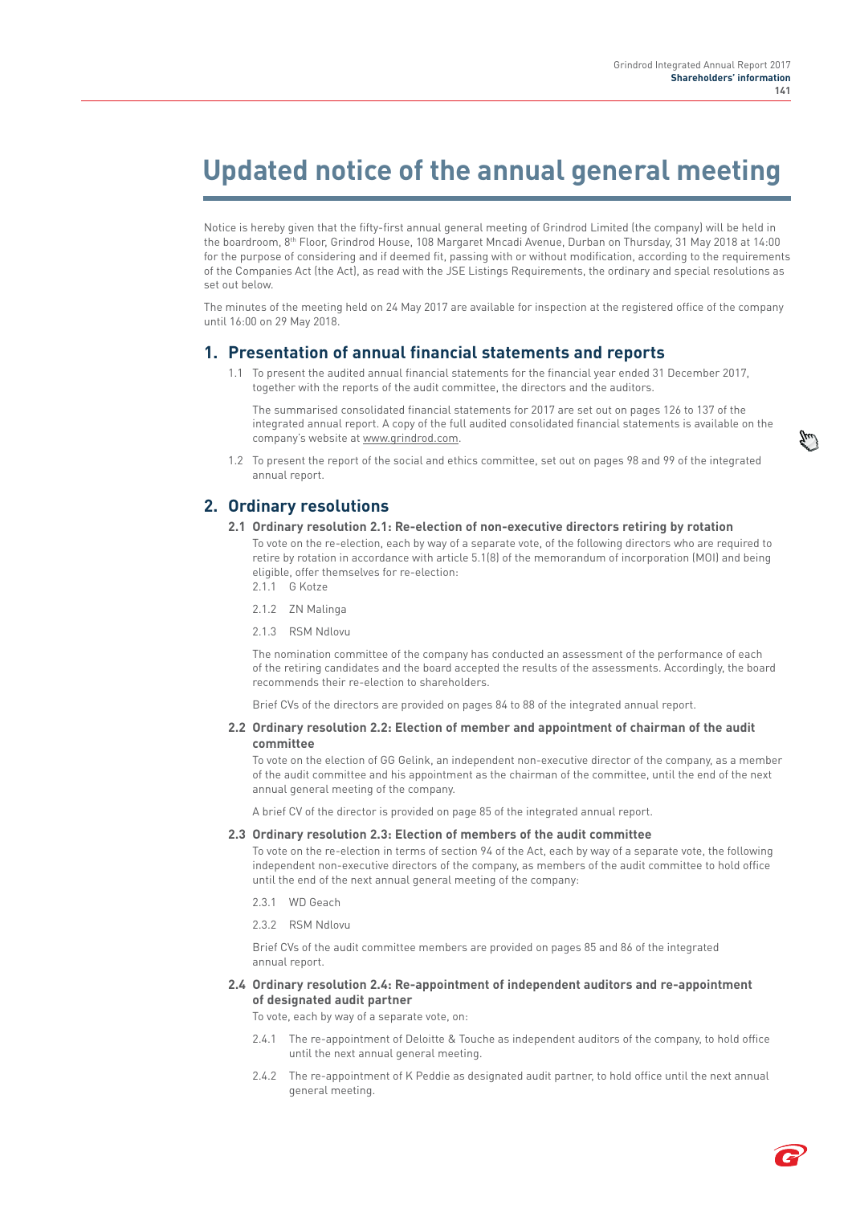# Updated notice of the annual general meeting

Notice is hereby given that the fifty-first annual general meeting of Grindrod Limited (the company) will be held in the boardroom, 8th Floor, Grindrod House, 108 Margaret Mncadi Avenue, Durban on Thursday, 31 May 2018 at 14:00 for the purpose of considering and if deemed fit, passing with or without modification, according to the requirements of the Companies Act (the Act), as read with the JSE Listings Requirements, the ordinary and special resolutions as set out below.

The minutes of the meeting held on 24 May 2017 are available for inspection at the registered office of the company until 16:00 on 29 May 2018.

## 1. Presentation of annual financial statements and reports

1.1 To present the audited annual financial statements for the financial year ended 31 December 2017, together with the reports of the audit committee, the directors and the auditors.

The summarised consolidated financial statements for 2017 are set out on pages 126 to 137 of the integrated annual report. A copy of the full audited consolidated financial statements is available on the company's website at www.grindrod.com.

1.2 To present the report of the social and ethics committee, set out on pages 98 and 99 of the integrated annual report.

## 2. Ordinary resolutions

### 2.1 Ordinary resolution 2.1: Re-election of non-executive directors retiring by rotation

To vote on the re-election, each by way of a separate vote, of the following directors who are required to retire by rotation in accordance with article 5.1(8) of the memorandum of incorporation (MOI) and being eligible, offer themselves for re-election:

2.1.1 G Kotze

2.1.2 ZN Malinga

2.1.3 RSM Ndlovu

The nomination committee of the company has conducted an assessment of the performance of each of the retiring candidates and the board accepted the results of the assessments. Accordingly, the board recommends their re-election to shareholders.

Brief CVs of the directors are provided on pages 84 to 88 of the integrated annual report.

### 2.2 Ordinary resolution 2.2: Election of member and appointment of chairman of the audit committee

To vote on the election of GG Gelink, an independent non-executive director of the company, as a member of the audit committee and his appointment as the chairman of the committee, until the end of the next annual general meeting of the company.

A brief CV of the director is provided on page 85 of the integrated annual report.

### 2.3 Ordinary resolution 2.3: Election of members of the audit committee

To vote on the re-election in terms of section 94 of the Act, each by way of a separate vote, the following independent non-executive directors of the company, as members of the audit committee to hold office until the end of the next annual general meeting of the company:

2.3.1 WD Geach

2.3.2 RSM Ndlovu

Brief CVs of the audit committee members are provided on pages 85 and 86 of the integrated annual report.

### 2.4 Ordinary resolution 2.4: Re-appointment of independent auditors and re-appointment of designated audit partner

To vote, each by way of a separate vote, on:

2.4.1 The re-appointment of Deloitte & Touche as independent auditors of the company, to hold office until the next annual general meeting.

2.4.2 The re-appointment of K Peddie as designated audit partner, to hold office until the next annual general meeting.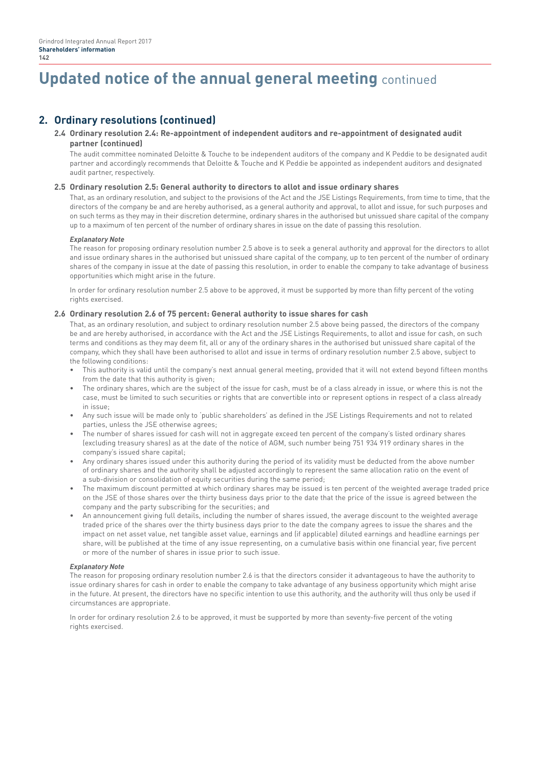# Updated notice of the annual general meeting continued

## 2. Ordinary resolutions (continued)

### 2.4 Ordinary resolution 2.4: Re-appointment of independent auditors and re-appointment of designated audit partner (continued)

The audit committee nominated Deloitte & Touche to be independent auditors of the company and K Peddie to be designated audit partner and accordingly recommends that Deloitte & Touche and K Peddie be appointed as independent auditors and designated audit partner, respectively.

### 2.5 Ordinary resolution 2.5: General authority to directors to allot and issue ordinary shares

That, as an ordinary resolution, and subject to the provisions of the Act and the JSE Listings Requirements, from time to time, that the directors of the company be and are hereby authorised, as a general authority and approval, to allot and issue, for such purposes and on such terms as they may in their discretion determine, ordinary shares in the authorised but unissued share capital of the company up to a maximum of ten percent of the number of ordinary shares in issue on the date of passing this resolution.

***Explanatory Note***

The reason for proposing ordinary resolution number 2.5 above is to seek a general authority and approval for the directors to allot and issue ordinary shares in the authorised but unissued share capital of the company, up to ten percent of the number of ordinary shares of the company in issue at the date of passing this resolution, in order to enable the company to take advantage of business opportunities which might arise in the future.

In order for ordinary resolution number 2.5 above to be approved, it must be supported by more than fifty percent of the voting rights exercised.

### 2.6 Ordinary resolution 2.6 of 75 percent: General authority to issue shares for cash

That, as an ordinary resolution, and subject to ordinary resolution number 2.5 above being passed, the directors of the company be and are hereby authorised, in accordance with the Act and the JSE Listings Requirements, to allot and issue for cash, on such terms and conditions as they may deem fit, all or any of the ordinary shares in the authorised but unissued share capital of the company, which they shall have been authorised to allot and issue in terms of ordinary resolution number 2.5 above, subject to the following conditions:

- This authority is valid until the company's next annual general meeting, provided that it will not extend beyond fifteen months from the date that this authority is given;
- The ordinary shares, which are the subject of the issue for cash, must be of a class already in issue, or where this is not the case, must be limited to such securities or rights that are convertible into or represent options in respect of a class already in issue;
- Any such issue will be made only to 'public shareholders' as defined in the JSE Listings Requirements and not to related parties, unless the JSE otherwise agrees;
- The number of shares issued for cash will not in aggregate exceed ten percent of the company's listed ordinary shares (excluding treasury shares) as at the date of the notice of AGM, such number being 751 934 919 ordinary shares in the company's issued share capital;
- Any ordinary shares issued under this authority during the period of its validity must be deducted from the above number of ordinary shares and the authority shall be adjusted accordingly to represent the same allocation ratio on the event of a sub-division or consolidation of equity securities during the same period;
- The maximum discount permitted at which ordinary shares may be issued is ten percent of the weighted average traded price on the JSE of those shares over the thirty business days prior to the date that the price of the issue is agreed between the company and the party subscribing for the securities; and
- An announcement giving full details, including the number of shares issued, the average discount to the weighted average traded price of the shares over the thirty business days prior to the date the company agrees to issue the shares and the impact on net asset value, net tangible asset value, earnings and (if applicable) diluted earnings and headline earnings per share, will be published at the time of any issue representing, on a cumulative basis within one financial year, five percent or more of the number of shares in issue prior to such issue.

***Explanatory Note***

The reason for proposing ordinary resolution number 2.6 is that the directors consider it advantageous to have the authority to issue ordinary shares for cash in order to enable the company to take advantage of any business opportunity which might arise in the future. At present, the directors have no specific intention to use this authority, and the authority will thus only be used if circumstances are appropriate.

In order for ordinary resolution 2.6 to be approved, it must be supported by more than seventy-five percent of the voting rights exercised.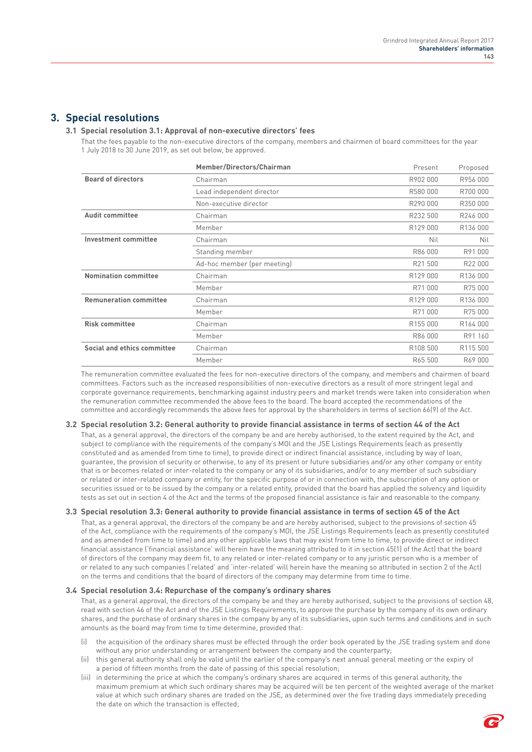## 3. Special resolutions

### 3.1 Special resolution 3.1: Approval of non-executive directors' fees

That the fees payable to the non-executive directors of the company, members and chairmen of board committees for the year 1 July 2018 to 30 June 2019, as set out below, be approved.

| | Member/Directors/Chairman | Present | Proposed |
|---|---|---|---|
| **Board of directors** | Chairman | R902 000 | R956 000 |
| | Lead independent director | R580 000 | R700 000 |
| | Non-executive director | R290 000 | R350 000 |
| **Audit committee** | Chairman | R232 500 | R246 000 |
| | Member | R129 000 | R136 000 |
| **Investment committee** | Chairman | Nil | Nil |
| | Standing member | R86 000 | R91 000 |
| | Ad-hoc member (per meeting) | R21 500 | R22 000 |
| **Nomination committee** | Chairman | R129 000 | R136 000 |
| | Member | R71 000 | R75 000 |
| **Remuneration committee** | Chairman | R129 000 | R136 000 |
| | Member | R71 000 | R75 000 |
| **Risk committee** | Chairman | R155 000 | R164 000 |
| | Member | R86 000 | R91 160 |
| **Social and ethics committee** | Chairman | R108 500 | R115 500 |
| | Member | R65 500 | R69 000 |

The remuneration committee evaluated the fees for non-executive directors of the company, and members and chairmen of board committees. Factors such as the increased responsibilities of non-executive directors as a result of more stringent legal and corporate governance requirements, benchmarking against industry peers and market trends were taken into consideration when the remuneration committee recommended the above fees to the board. The board accepted the recommendations of the committee and accordingly recommends the above fees for approval by the shareholders in terms of section 66(9) of the Act.

### 3.2 Special resolution 3.2: General authority to provide financial assistance in terms of section 44 of the Act

That, as a general approval, the directors of the company be and are hereby authorised, to the extent required by the Act, and subject to compliance with the requirements of the company's MOI and the JSE Listings Requirements (each as presently constituted and as amended from time to time), to provide direct or indirect financial assistance, including by way of loan, guarantee, the provision of security or otherwise, to any of its present or future subsidiaries and/or any other company or entity that is or becomes related or inter-related to the company or any of its subsidiaries, and/or to any member of such subsidiary or related or inter-related company or entity, for the specific purpose of or in connection with, the subscription of any option or securities issued or to be issued by the company or a related entity, provided that the board has applied the solvency and liquidity tests as set out in section 4 of the Act and the terms of the proposed financial assistance is fair and reasonable to the company.

### 3.3 Special resolution 3.3: General authority to provide financial assistance in terms of section 45 of the Act

That, as a general approval, the directors of the company be and are hereby authorised, subject to the provisions of section 45 of the Act, compliance with the requirements of the company's MOI, the JSE Listings Requirements (each as presently constituted and as amended from time to time) and any other applicable laws that may exist from time to time, to provide direct or indirect financial assistance ('financial assistance' will herein have the meaning attributed to it in section 45(1) of the Act) that the board of directors of the company may deem fit, to any related or inter-related company or to any juristic person who is a member of or related to any such companies ('related' and 'inter-related' will herein have the meaning so attributed in section 2 of the Act) on the terms and conditions that the board of directors of the company may determine from time to time.

### 3.4 Special resolution 3.4: Repurchase of the company's ordinary shares

That, as a general approval, the directors of the company be and they are hereby authorised, subject to the provisions of section 48, read with section 46 of the Act and of the JSE Listings Requirements, to approve the purchase by the company of its own ordinary shares, and the purchase of ordinary shares in the company by any of its subsidiaries, upon such terms and conditions and in such amounts as the board may from time to time determine, provided that:

(i) the acquisition of the ordinary shares must be effected through the order book operated by the JSE trading system and done without any prior understanding or arrangement between the company and the counterparty;

(ii) this general authority shall only be valid until the earlier of the company's next annual general meeting or the expiry of a period of fifteen months from the date of passing of this special resolution;

(iii) in determining the price at which the company's ordinary shares are acquired in terms of this general authority, the maximum premium at which such ordinary shares may be acquired will be ten percent of the weighted average of the market value at which such ordinary shares are traded on the JSE, as determined over the five trading days immediately preceding the date on which the transaction is effected;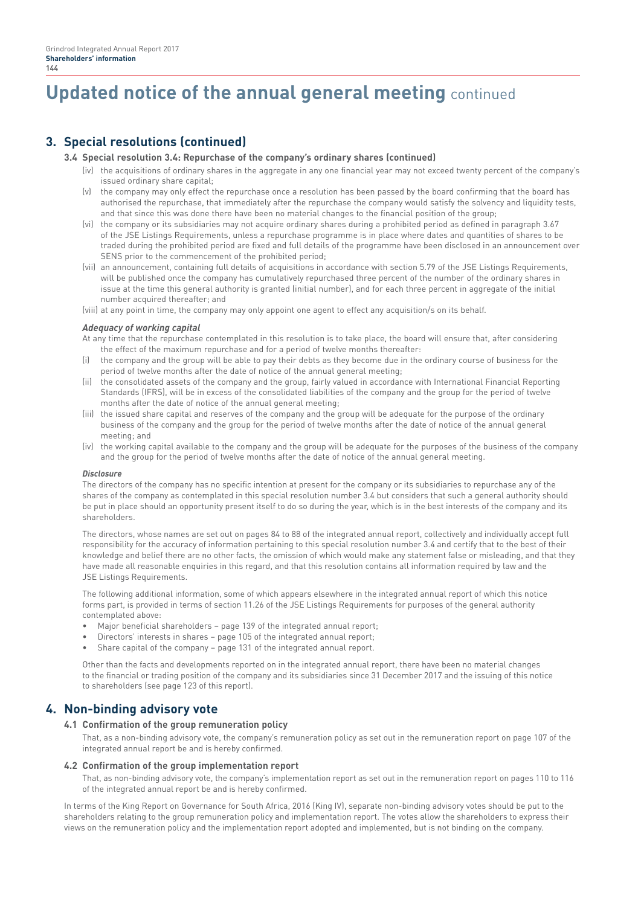# Updated notice of the annual general meeting continued

## 3. Special resolutions (continued)

### 3.4 Special resolution 3.4: Repurchase of the company's ordinary shares (continued)

(iv) the acquisitions of ordinary shares in the aggregate in any one financial year may not exceed twenty percent of the company's issued ordinary share capital;

(v) the company may only effect the repurchase once a resolution has been passed by the board confirming that the board has authorised the repurchase, that immediately after the repurchase the company would satisfy the solvency and liquidity tests, and that since this was done there have been no material changes to the financial position of the group;

(vi) the company or its subsidiaries may not acquire ordinary shares during a prohibited period as defined in paragraph 3.67 of the JSE Listings Requirements, unless a repurchase programme is in place where dates and quantities of shares to be traded during the prohibited period are fixed and full details of the programme have been disclosed in an announcement over SENS prior to the commencement of the prohibited period;

(vii) an announcement, containing full details of acquisitions in accordance with section 5.79 of the JSE Listings Requirements, will be published once the company has cumulatively repurchased three percent of the number of the ordinary shares in issue at the time this general authority is granted (initial number), and for each three percent in aggregate of the initial number acquired thereafter; and

(viii) at any point in time, the company may only appoint one agent to effect any acquisition/s on its behalf.

***Adequacy of working capital***

At any time that the repurchase contemplated in this resolution is to take place, the board will ensure that, after considering the effect of the maximum repurchase and for a period of twelve months thereafter:

(i) the company and the group will be able to pay their debts as they become due in the ordinary course of business for the period of twelve months after the date of notice of the annual general meeting;

(ii) the consolidated assets of the company and the group, fairly valued in accordance with International Financial Reporting Standards (IFRS), will be in excess of the consolidated liabilities of the company and the group for the period of twelve months after the date of notice of the annual general meeting;

(iii) the issued share capital and reserves of the company and the group will be adequate for the purpose of the ordinary business of the company and the group for the period of twelve months after the date of notice of the annual general meeting; and

(iv) the working capital available to the company and the group will be adequate for the purposes of the business of the company and the group for the period of twelve months after the date of notice of the annual general meeting.

***Disclosure***

The directors of the company has no specific intention at present for the company or its subsidiaries to repurchase any of the shares of the company as contemplated in this special resolution number 3.4 but considers that such a general authority should be put in place should an opportunity present itself to do so during the year, which is in the best interests of the company and its shareholders.

The directors, whose names are set out on pages 84 to 88 of the integrated annual report, collectively and individually accept full responsibility for the accuracy of information pertaining to this special resolution number 3.4 and certify that to the best of their knowledge and belief there are no other facts, the omission of which would make any statement false or misleading, and that they have made all reasonable enquiries in this regard, and that this resolution contains all information required by law and the JSE Listings Requirements.

The following additional information, some of which appears elsewhere in the integrated annual report of which this notice forms part, is provided in terms of section 11.26 of the JSE Listings Requirements for purposes of the general authority contemplated above:

- Major beneficial shareholders – page 139 of the integrated annual report;
- Directors' interests in shares – page 105 of the integrated annual report;
- Share capital of the company – page 131 of the integrated annual report.

Other than the facts and developments reported on in the integrated annual report, there have been no material changes to the financial or trading position of the company and its subsidiaries since 31 December 2017 and the issuing of this notice to shareholders (see page 123 of this report).

## 4. Non-binding advisory vote

### 4.1 Confirmation of the group remuneration policy

That, as a non-binding advisory vote, the company's remuneration policy as set out in the remuneration report on page 107 of the integrated annual report be and is hereby confirmed.

### 4.2 Confirmation of the group implementation report

That, as non-binding advisory vote, the company's implementation report as set out in the remuneration report on pages 110 to 116 of the integrated annual report be and is hereby confirmed.

In terms of the King Report on Governance for South Africa, 2016 (King IV), separate non-binding advisory votes should be put to the shareholders relating to the group remuneration policy and implementation report. The votes allow the shareholders to express their views on the remuneration policy and the implementation report adopted and implemented, but is not binding on the company.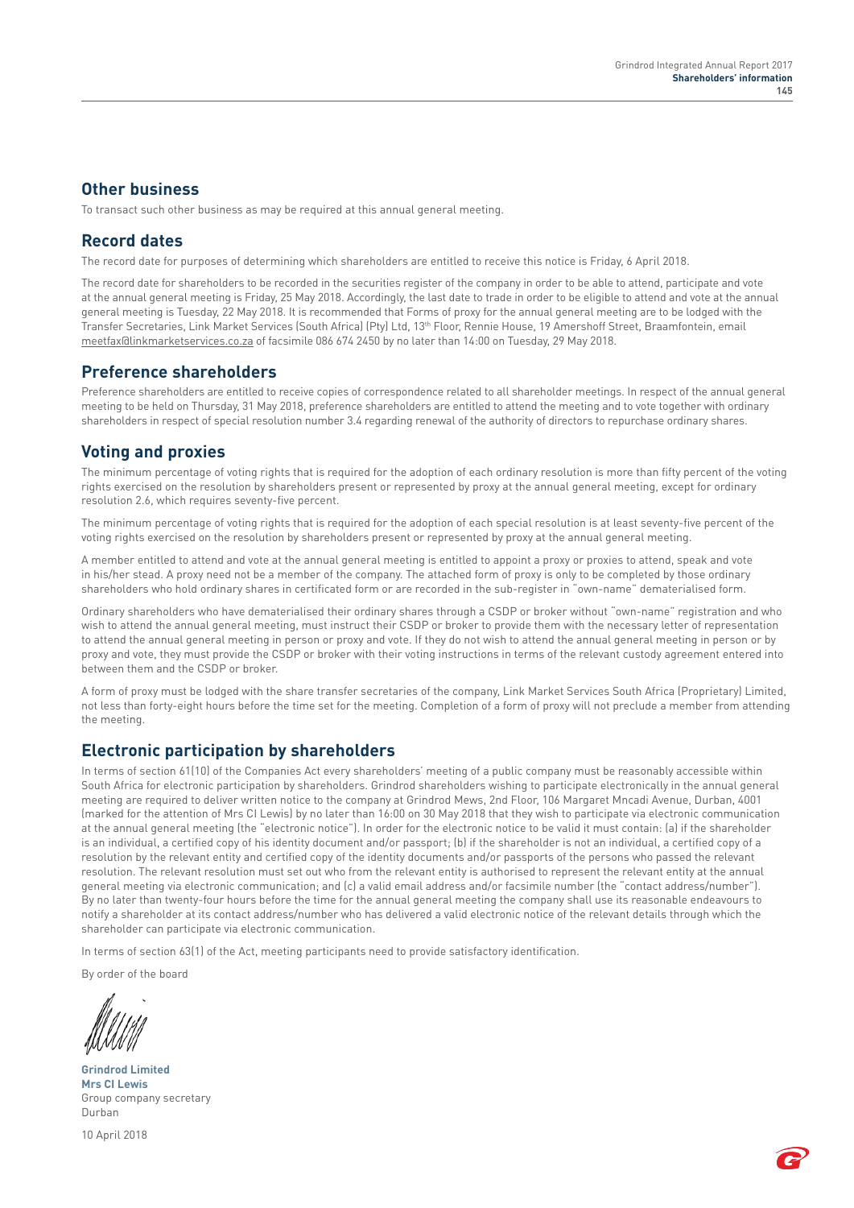## Other business

To transact such other business as may be required at this annual general meeting.

## Record dates

The record date for purposes of determining which shareholders are entitled to receive this notice is Friday, 6 April 2018.

The record date for shareholders to be recorded in the securities register of the company in order to be able to attend, participate and vote at the annual general meeting is Friday, 25 May 2018. Accordingly, the last date to trade in order to be eligible to attend and vote at the annual general meeting is Tuesday, 22 May 2018. It is recommended that Forms of proxy for the annual general meeting are to be lodged with the Transfer Secretaries, Link Market Services (South Africa) (Pty) Ltd, 13th Floor, Rennie House, 19 Amershoff Street, Braamfontein, email meetfax@linkmarketservices.co.za of facsimile 086 674 2450 by no later than 14:00 on Tuesday, 29 May 2018.

## Preference shareholders

Preference shareholders are entitled to receive copies of correspondence related to all shareholder meetings. In respect of the annual general meeting to be held on Thursday, 31 May 2018, preference shareholders are entitled to attend the meeting and to vote together with ordinary shareholders in respect of special resolution number 3.4 regarding renewal of the authority of directors to repurchase ordinary shares.

## Voting and proxies

The minimum percentage of voting rights that is required for the adoption of each ordinary resolution is more than fifty percent of the voting rights exercised on the resolution by shareholders present or represented by proxy at the annual general meeting, except for ordinary resolution 2.6, which requires seventy-five percent.

The minimum percentage of voting rights that is required for the adoption of each special resolution is at least seventy-five percent of the voting rights exercised on the resolution by shareholders present or represented by proxy at the annual general meeting.

A member entitled to attend and vote at the annual general meeting is entitled to appoint a proxy or proxies to attend, speak and vote in his/her stead. A proxy need not be a member of the company. The attached form of proxy is only to be completed by those ordinary shareholders who hold ordinary shares in certificated form or are recorded in the sub-register in "own-name" dematerialised form.

Ordinary shareholders who have dematerialised their ordinary shares through a CSDP or broker without "own-name" registration and who wish to attend the annual general meeting, must instruct their CSDP or broker to provide them with the necessary letter of representation to attend the annual general meeting in person or proxy and vote. If they do not wish to attend the annual general meeting in person or by proxy and vote, they must provide the CSDP or broker with their voting instructions in terms of the relevant custody agreement entered into between them and the CSDP or broker.

A form of proxy must be lodged with the share transfer secretaries of the company, Link Market Services South Africa (Proprietary) Limited, not less than forty-eight hours before the time set for the meeting. Completion of a form of proxy will not preclude a member from attending the meeting.

## Electronic participation by shareholders

In terms of section 61(10) of the Companies Act every shareholders' meeting of a public company must be reasonably accessible within South Africa for electronic participation by shareholders. Grindrod shareholders wishing to participate electronically in the annual general meeting are required to deliver written notice to the company at Grindrod Mews, 2nd Floor, 106 Margaret Mncadi Avenue, Durban, 4001 (marked for the attention of Mrs CI Lewis) by no later than 16:00 on 30 May 2018 that they wish to participate via electronic communication at the annual general meeting (the "electronic notice"). In order for the electronic notice to be valid it must contain: (a) if the shareholder is an individual, a certified copy of his identity document and/or passport; (b) if the shareholder is not an individual, a certified copy of a resolution by the relevant entity and certified copy of the identity documents and/or passports of the persons who passed the relevant resolution. The relevant resolution must set out who from the relevant entity is authorised to represent the relevant entity at the annual general meeting via electronic communication; and (c) a valid email address and/or facsimile number (the "contact address/number"). By no later than twenty-four hours before the time for the annual general meeting the company shall use its reasonable endeavours to notify a shareholder at its contact address/number who has delivered a valid electronic notice of the relevant details through which the shareholder can participate via electronic communication.

In terms of section 63(1) of the Act, meeting participants need to provide satisfactory identification.

By order of the board

**Grindrod Limited**
**Mrs CI Lewis**
Group company secretary
Durban

10 April 2018